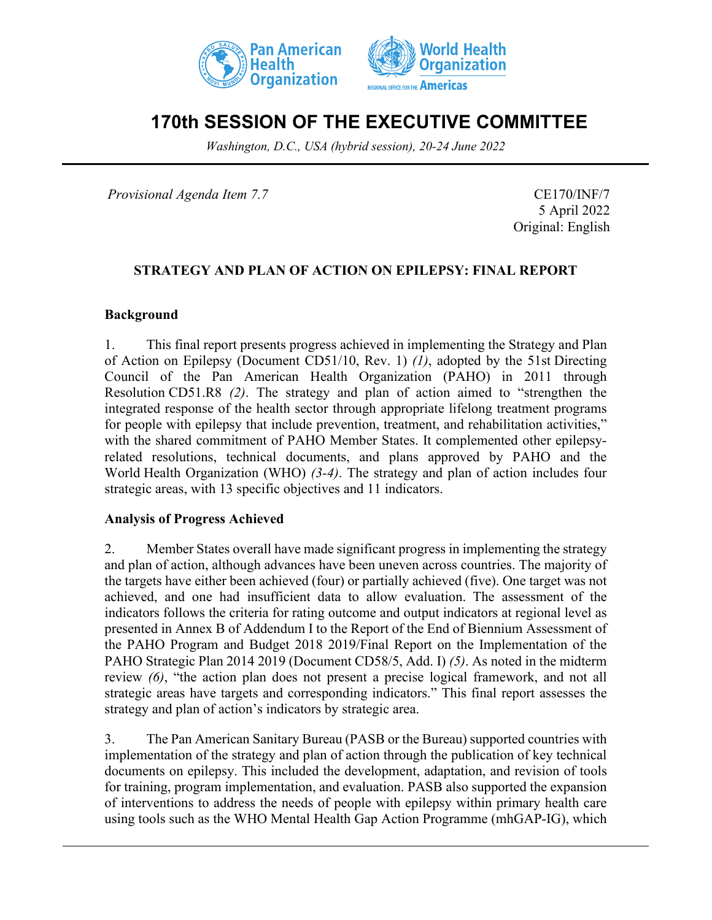# 170th SESSION OF THE EXECUTIVE COMMITTEE

*Washington, D.C., USA (hybrid session), 20-24 June 2022*

*Provisional Agenda Item 7.7*

CE170/INF/7
5 April 2022
Original: English

**STRATEGY AND PLAN OF ACTION ON EPILEPSY: FINAL REPORT**

**Background**

1. This final report presents progress achieved in implementing the Strategy and Plan of Action on Epilepsy (Document CD51/10, Rev. 1) *(1)*, adopted by the 51st Directing Council of the Pan American Health Organization (PAHO) in 2011 through Resolution CD51.R8 *(2)*. The strategy and plan of action aimed to "strengthen the integrated response of the health sector through appropriate lifelong treatment programs for people with epilepsy that include prevention, treatment, and rehabilitation activities," with the shared commitment of PAHO Member States. It complemented other epilepsy-related resolutions, technical documents, and plans approved by PAHO and the World Health Organization (WHO) *(3-4)*. The strategy and plan of action includes four strategic areas, with 13 specific objectives and 11 indicators.

**Analysis of Progress Achieved**

2. Member States overall have made significant progress in implementing the strategy and plan of action, although advances have been uneven across countries. The majority of the targets have either been achieved (four) or partially achieved (five). One target was not achieved, and one had insufficient data to allow evaluation. The assessment of the indicators follows the criteria for rating outcome and output indicators at regional level as presented in Annex B of Addendum I to the Report of the End of Biennium Assessment of the PAHO Program and Budget 2018 2019/Final Report on the Implementation of the PAHO Strategic Plan 2014 2019 (Document CD58/5, Add. I) *(5)*. As noted in the midterm review *(6)*, "the action plan does not present a precise logical framework, and not all strategic areas have targets and corresponding indicators." This final report assesses the strategy and plan of action's indicators by strategic area.

3. The Pan American Sanitary Bureau (PASB or the Bureau) supported countries with implementation of the strategy and plan of action through the publication of key technical documents on epilepsy. This included the development, adaptation, and revision of tools for training, program implementation, and evaluation. PASB also supported the expansion of interventions to address the needs of people with epilepsy within primary health care using tools such as the WHO Mental Health Gap Action Programme (mhGAP-IG), which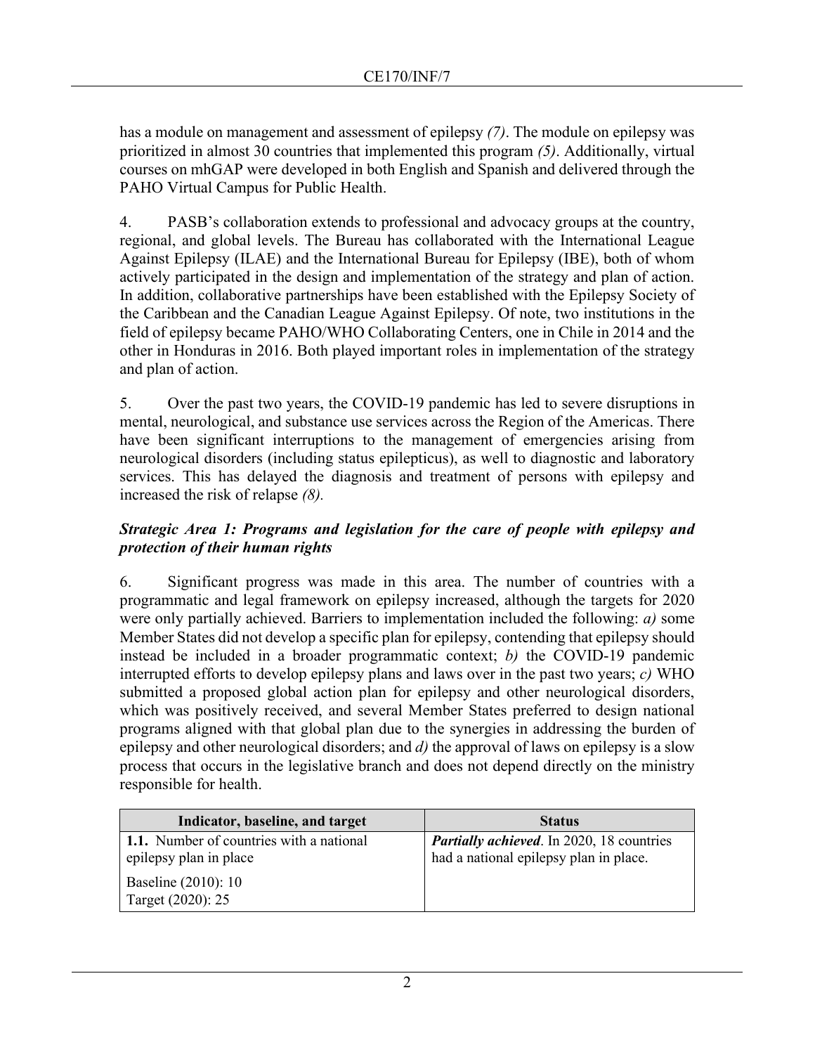has a module on management and assessment of epilepsy *(7)*. The module on epilepsy was prioritized in almost 30 countries that implemented this program *(5)*. Additionally, virtual courses on mhGAP were developed in both English and Spanish and delivered through the PAHO Virtual Campus for Public Health.

4. PASB's collaboration extends to professional and advocacy groups at the country, regional, and global levels. The Bureau has collaborated with the International League Against Epilepsy (ILAE) and the International Bureau for Epilepsy (IBE), both of whom actively participated in the design and implementation of the strategy and plan of action. In addition, collaborative partnerships have been established with the Epilepsy Society of the Caribbean and the Canadian League Against Epilepsy. Of note, two institutions in the field of epilepsy became PAHO/WHO Collaborating Centers, one in Chile in 2014 and the other in Honduras in 2016. Both played important roles in implementation of the strategy and plan of action.

5. Over the past two years, the COVID-19 pandemic has led to severe disruptions in mental, neurological, and substance use services across the Region of the Americas. There have been significant interruptions to the management of emergencies arising from neurological disorders (including status epilepticus), as well to diagnostic and laboratory services. This has delayed the diagnosis and treatment of persons with epilepsy and increased the risk of relapse *(8).*

### *Strategic Area 1: Programs and legislation for the care of people with epilepsy and protection of their human rights*

6. Significant progress was made in this area. The number of countries with a programmatic and legal framework on epilepsy increased, although the targets for 2020 were only partially achieved. Barriers to implementation included the following: *a)* some Member States did not develop a specific plan for epilepsy, contending that epilepsy should instead be included in a broader programmatic context; *b)* the COVID-19 pandemic interrupted efforts to develop epilepsy plans and laws over in the past two years; *c)* WHO submitted a proposed global action plan for epilepsy and other neurological disorders, which was positively received, and several Member States preferred to design national programs aligned with that global plan due to the synergies in addressing the burden of epilepsy and other neurological disorders; and *d)* the approval of laws on epilepsy is a slow process that occurs in the legislative branch and does not depend directly on the ministry responsible for health.

| Indicator, baseline, and target | Status |
|---|---|
| **1.1.** Number of countries with a national epilepsy plan in place<br><br>Baseline (2010): 10<br>Target (2020): 25 | ***Partially achieved***. In 2020, 18 countries had a national epilepsy plan in place. |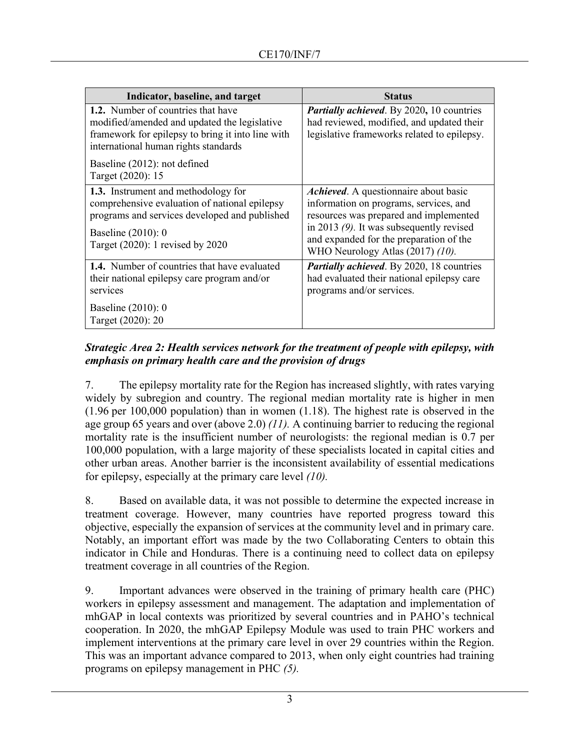| Indicator, baseline, and target | Status |
|---|---|
| **1.2.** Number of countries that have modified/amended and updated the legislative framework for epilepsy to bring it into line with international human rights standards<br><br>Baseline (2012): not defined<br>Target (2020): 15 | ***Partially achieved***. By 2020**,** 10 countries had reviewed, modified, and updated their legislative frameworks related to epilepsy. |
| **1.3.** Instrument and methodology for comprehensive evaluation of national epilepsy programs and services developed and published<br><br>Baseline (2010): 0<br>Target (2020): 1 revised by 2020 | ***Achieved***. A questionnaire about basic information on programs, services, and resources was prepared and implemented in 2013 *(9)*. It was subsequently revised and expanded for the preparation of the WHO Neurology Atlas (2017) *(10).* |
| **1.4.** Number of countries that have evaluated their national epilepsy care program and/or services<br><br>Baseline (2010): 0<br>Target (2020): 20 | ***Partially achieved***. By 2020, 18 countries had evaluated their national epilepsy care programs and/or services. |

***Strategic Area 2: Health services network for the treatment of people with epilepsy, with emphasis on primary health care and the provision of drugs***

7. The epilepsy mortality rate for the Region has increased slightly, with rates varying widely by subregion and country. The regional median mortality rate is higher in men (1.96 per 100,000 population) than in women (1.18). The highest rate is observed in the age group 65 years and over (above 2.0) *(11).* A continuing barrier to reducing the regional mortality rate is the insufficient number of neurologists: the regional median is 0.7 per 100,000 population, with a large majority of these specialists located in capital cities and other urban areas. Another barrier is the inconsistent availability of essential medications for epilepsy, especially at the primary care level *(10).*

8. Based on available data, it was not possible to determine the expected increase in treatment coverage. However, many countries have reported progress toward this objective, especially the expansion of services at the community level and in primary care. Notably, an important effort was made by the two Collaborating Centers to obtain this indicator in Chile and Honduras. There is a continuing need to collect data on epilepsy treatment coverage in all countries of the Region.

9. Important advances were observed in the training of primary health care (PHC) workers in epilepsy assessment and management. The adaptation and implementation of mhGAP in local contexts was prioritized by several countries and in PAHO's technical cooperation. In 2020, the mhGAP Epilepsy Module was used to train PHC workers and implement interventions at the primary care level in over 29 countries within the Region. This was an important advance compared to 2013, when only eight countries had training programs on epilepsy management in PHC *(5).*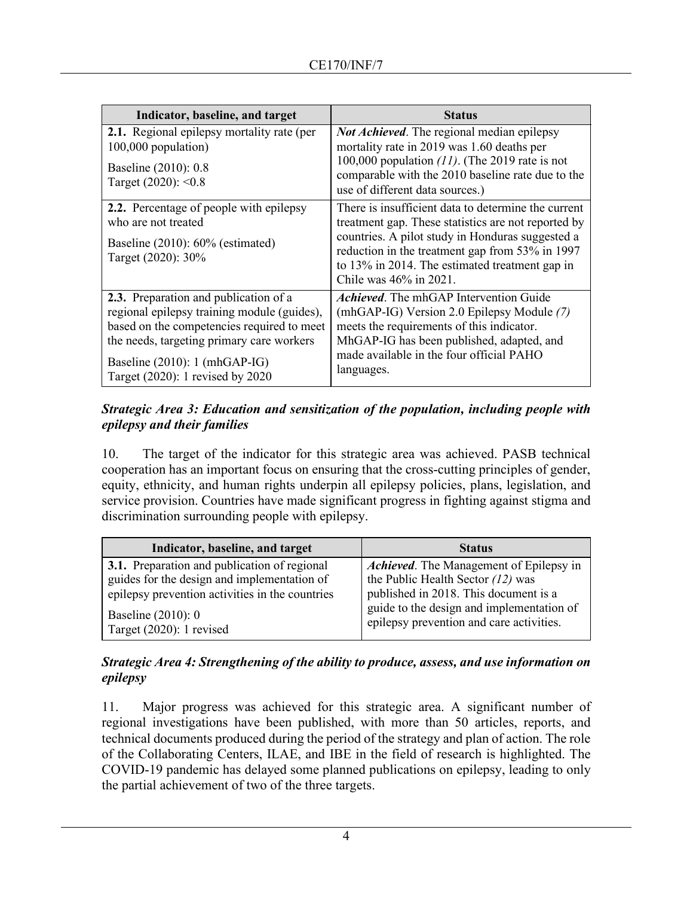| Indicator, baseline, and target | Status |
|---|---|
| **2.1.** Regional epilepsy mortality rate (per 100,000 population)<br><br>Baseline (2010): 0.8<br>Target (2020): <0.8 | ***Not Achieved***. The regional median epilepsy mortality rate in 2019 was 1.60 deaths per 100,000 population *(11)*. (The 2019 rate is not comparable with the 2010 baseline rate due to the use of different data sources.) |
| **2.2.** Percentage of people with epilepsy who are not treated<br><br>Baseline (2010): 60% (estimated)<br>Target (2020): 30% | There is insufficient data to determine the current treatment gap. These statistics are not reported by countries. A pilot study in Honduras suggested a reduction in the treatment gap from 53% in 1997 to 13% in 2014. The estimated treatment gap in Chile was 46% in 2021. |
| **2.3.** Preparation and publication of a regional epilepsy training module (guides), based on the competencies required to meet the needs, targeting primary care workers<br><br>Baseline (2010): 1 (mhGAP-IG)<br>Target (2020): 1 revised by 2020 | ***Achieved***. The mhGAP Intervention Guide (mhGAP-IG) Version 2.0 Epilepsy Module *(7)* meets the requirements of this indicator. MhGAP-IG has been published, adapted, and made available in the four official PAHO languages. |

### *Strategic Area 3: Education and sensitization of the population, including people with epilepsy and their families*

10. The target of the indicator for this strategic area was achieved. PASB technical cooperation has an important focus on ensuring that the cross-cutting principles of gender, equity, ethnicity, and human rights underpin all epilepsy policies, plans, legislation, and service provision. Countries have made significant progress in fighting against stigma and discrimination surrounding people with epilepsy.

| Indicator, baseline, and target | Status |
|---|---|
| **3.1.** Preparation and publication of regional guides for the design and implementation of epilepsy prevention activities in the countries<br><br>Baseline (2010): 0<br>Target (2020): 1 revised | ***Achieved***. The Management of Epilepsy in the Public Health Sector *(12)* was published in 2018. This document is a guide to the design and implementation of epilepsy prevention and care activities. |

### *Strategic Area 4: Strengthening of the ability to produce, assess, and use information on epilepsy*

11. Major progress was achieved for this strategic area. A significant number of regional investigations have been published, with more than 50 articles, reports, and technical documents produced during the period of the strategy and plan of action. The role of the Collaborating Centers, ILAE, and IBE in the field of research is highlighted. The COVID-19 pandemic has delayed some planned publications on epilepsy, leading to only the partial achievement of two of the three targets.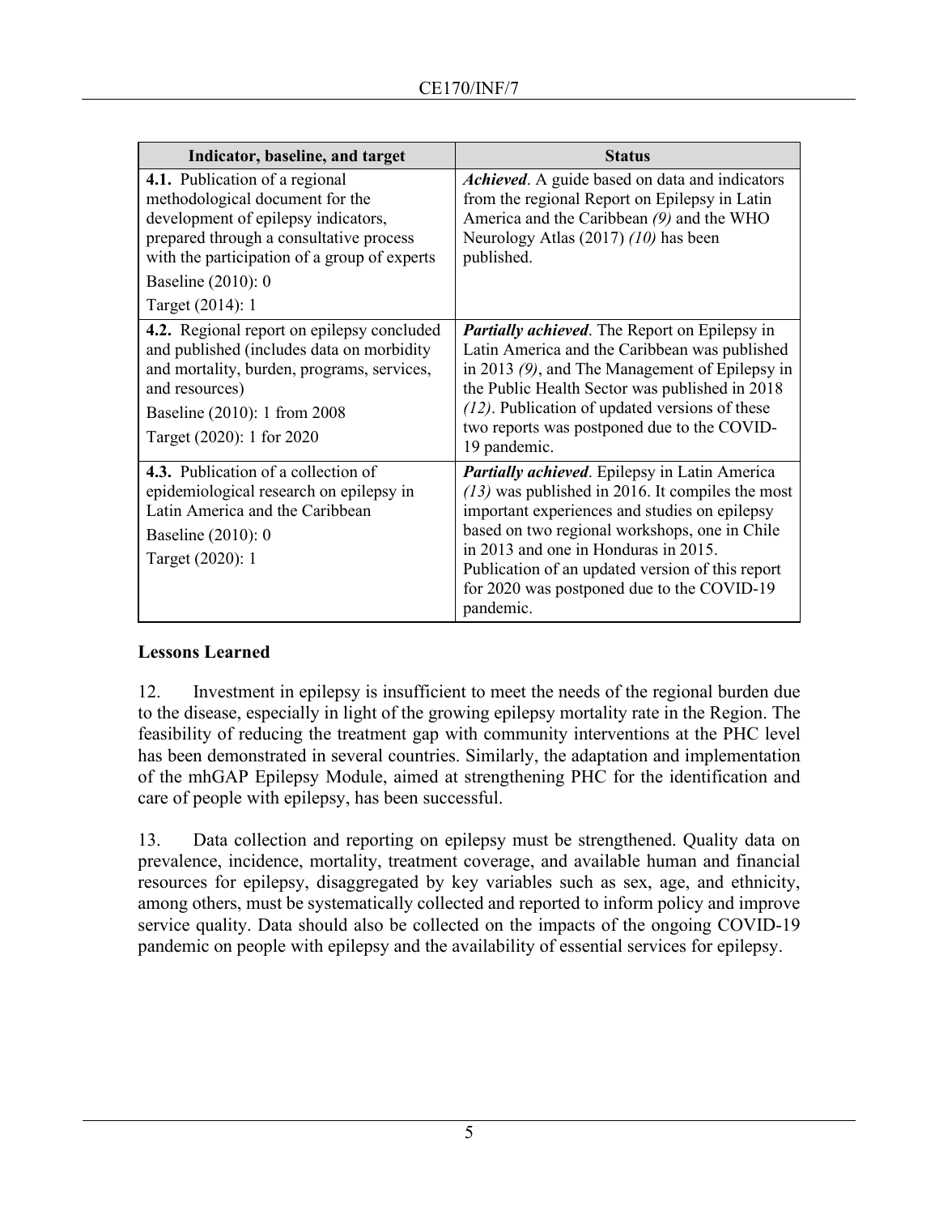| Indicator, baseline, and target | Status |
| --- | --- |
| **4.1.** Publication of a regional methodological document for the development of epilepsy indicators, prepared through a consultative process with the participation of a group of experts<br>Baseline (2010): 0<br>Target (2014): 1 | ***Achieved***. A guide based on data and indicators from the regional Report on Epilepsy in Latin America and the Caribbean *(9)* and the WHO Neurology Atlas (2017) *(10)* has been published. |
| **4.2.** Regional report on epilepsy concluded and published (includes data on morbidity and mortality, burden, programs, services, and resources)<br>Baseline (2010): 1 from 2008<br>Target (2020): 1 for 2020 | ***Partially achieved***. The Report on Epilepsy in Latin America and the Caribbean was published in 2013 *(9)*, and The Management of Epilepsy in the Public Health Sector was published in 2018 *(12)*. Publication of updated versions of these two reports was postponed due to the COVID-19 pandemic. |
| **4.3.** Publication of a collection of epidemiological research on epilepsy in Latin America and the Caribbean<br>Baseline (2010): 0<br>Target (2020): 1 | ***Partially achieved***. Epilepsy in Latin America *(13)* was published in 2016. It compiles the most important experiences and studies on epilepsy based on two regional workshops, one in Chile in 2013 and one in Honduras in 2015. Publication of an updated version of this report for 2020 was postponed due to the COVID-19 pandemic. |

**Lessons Learned**

12. Investment in epilepsy is insufficient to meet the needs of the regional burden due to the disease, especially in light of the growing epilepsy mortality rate in the Region. The feasibility of reducing the treatment gap with community interventions at the PHC level has been demonstrated in several countries. Similarly, the adaptation and implementation of the mhGAP Epilepsy Module, aimed at strengthening PHC for the identification and care of people with epilepsy, has been successful.

13. Data collection and reporting on epilepsy must be strengthened. Quality data on prevalence, incidence, mortality, treatment coverage, and available human and financial resources for epilepsy, disaggregated by key variables such as sex, age, and ethnicity, among others, must be systematically collected and reported to inform policy and improve service quality. Data should also be collected on the impacts of the ongoing COVID-19 pandemic on people with epilepsy and the availability of essential services for epilepsy.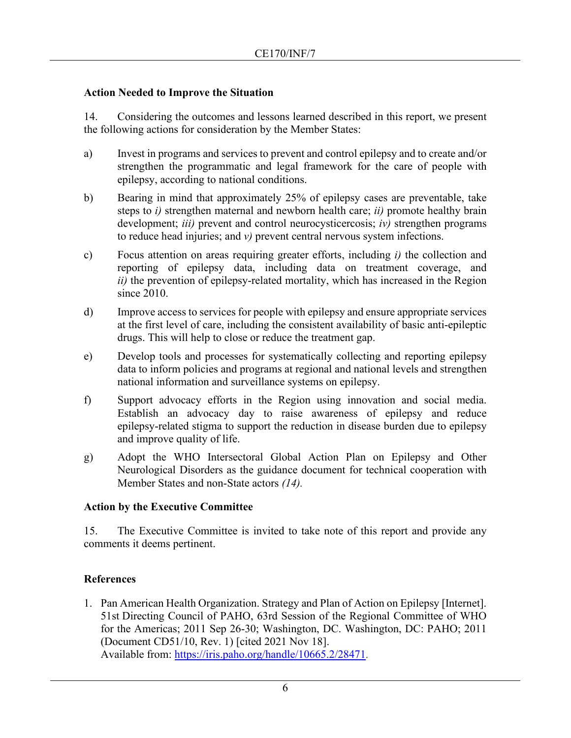## Action Needed to Improve the Situation

14. Considering the outcomes and lessons learned described in this report, we present the following actions for consideration by the Member States:

a) Invest in programs and services to prevent and control epilepsy and to create and/or strengthen the programmatic and legal framework for the care of people with epilepsy, according to national conditions.

b) Bearing in mind that approximately 25% of epilepsy cases are preventable, take steps to *i)* strengthen maternal and newborn health care; *ii)* promote healthy brain development; *iii)* prevent and control neurocysticercosis; *iv)* strengthen programs to reduce head injuries; and *v)* prevent central nervous system infections.

c) Focus attention on areas requiring greater efforts, including *i)* the collection and reporting of epilepsy data, including data on treatment coverage, and *ii)* the prevention of epilepsy-related mortality, which has increased in the Region since 2010.

d) Improve access to services for people with epilepsy and ensure appropriate services at the first level of care, including the consistent availability of basic anti-epileptic drugs. This will help to close or reduce the treatment gap.

e) Develop tools and processes for systematically collecting and reporting epilepsy data to inform policies and programs at regional and national levels and strengthen national information and surveillance systems on epilepsy.

f) Support advocacy efforts in the Region using innovation and social media. Establish an advocacy day to raise awareness of epilepsy and reduce epilepsy-related stigma to support the reduction in disease burden due to epilepsy and improve quality of life.

g) Adopt the WHO Intersectoral Global Action Plan on Epilepsy and Other Neurological Disorders as the guidance document for technical cooperation with Member States and non-State actors *(14).*

## Action by the Executive Committee

15. The Executive Committee is invited to take note of this report and provide any comments it deems pertinent.

## References

1. Pan American Health Organization. Strategy and Plan of Action on Epilepsy [Internet]. 51st Directing Council of PAHO, 63rd Session of the Regional Committee of WHO for the Americas; 2011 Sep 26-30; Washington, DC. Washington, DC: PAHO; 2011 (Document CD51/10, Rev. 1) [cited 2021 Nov 18]. Available from: https://iris.paho.org/handle/10665.2/28471.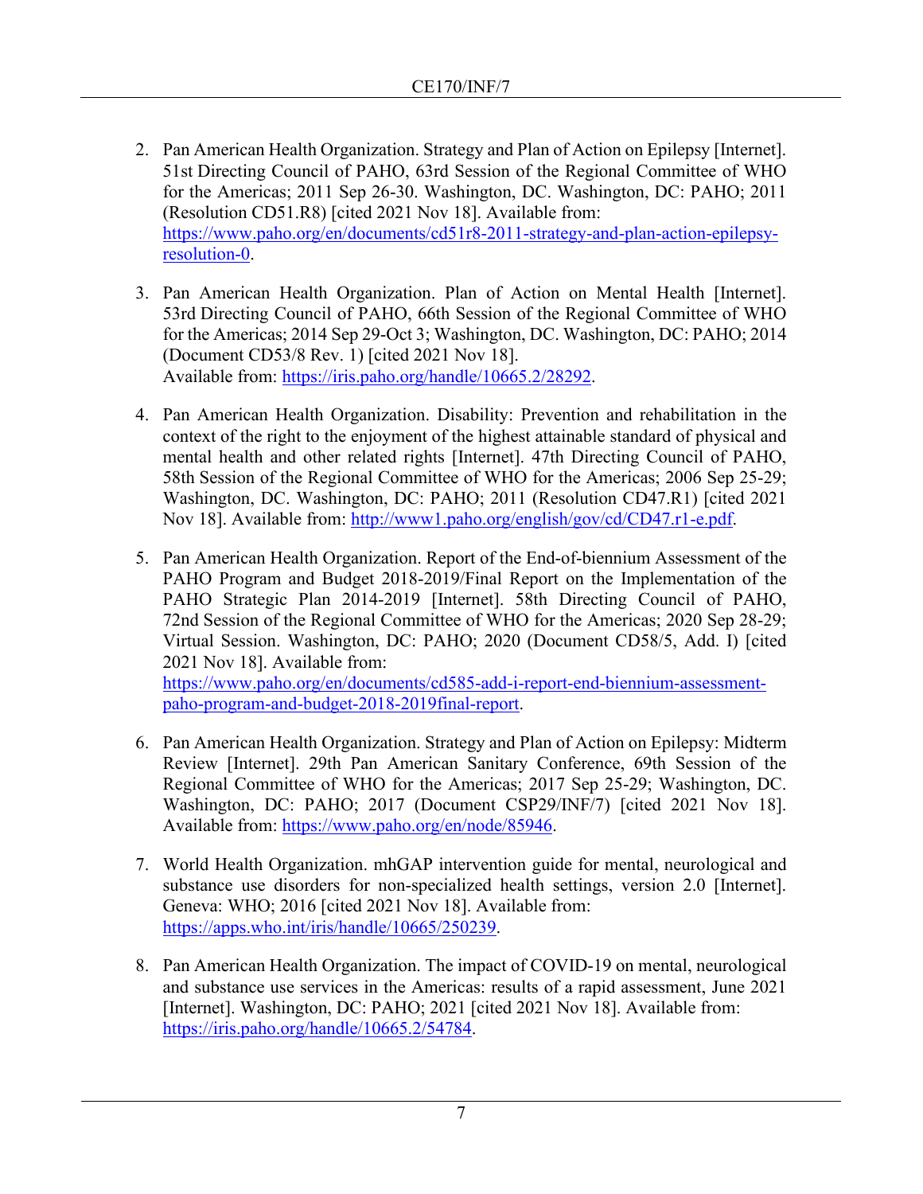2. Pan American Health Organization. Strategy and Plan of Action on Epilepsy [Internet]. 51st Directing Council of PAHO, 63rd Session of the Regional Committee of WHO for the Americas; 2011 Sep 26-30. Washington, DC. Washington, DC: PAHO; 2011 (Resolution CD51.R8) [cited 2021 Nov 18]. Available from: [https://www.paho.org/en/documents/cd51r8-2011-strategy-and-plan-action-epilepsy-resolution-0](https://www.paho.org/en/documents/cd51r8-2011-strategy-and-plan-action-epilepsy-resolution-0).

3. Pan American Health Organization. Plan of Action on Mental Health [Internet]. 53rd Directing Council of PAHO, 66th Session of the Regional Committee of WHO for the Americas; 2014 Sep 29-Oct 3; Washington, DC. Washington, DC: PAHO; 2014 (Document CD53/8 Rev. 1) [cited 2021 Nov 18]. Available from: [https://iris.paho.org/handle/10665.2/28292](https://iris.paho.org/handle/10665.2/28292).

4. Pan American Health Organization. Disability: Prevention and rehabilitation in the context of the right to the enjoyment of the highest attainable standard of physical and mental health and other related rights [Internet]. 47th Directing Council of PAHO, 58th Session of the Regional Committee of WHO for the Americas; 2006 Sep 25-29; Washington, DC. Washington, DC: PAHO; 2011 (Resolution CD47.R1) [cited 2021 Nov 18]. Available from: [http://www1.paho.org/english/gov/cd/CD47.r1-e.pdf](http://www1.paho.org/english/gov/cd/CD47.r1-e.pdf).

5. Pan American Health Organization. Report of the End-of-biennium Assessment of the PAHO Program and Budget 2018-2019/Final Report on the Implementation of the PAHO Strategic Plan 2014-2019 [Internet]. 58th Directing Council of PAHO, 72nd Session of the Regional Committee of WHO for the Americas; 2020 Sep 28-29; Virtual Session. Washington, DC: PAHO; 2020 (Document CD58/5, Add. I) [cited 2021 Nov 18]. Available from: [https://www.paho.org/en/documents/cd585-add-i-report-end-biennium-assessment-paho-program-and-budget-2018-2019final-report](https://www.paho.org/en/documents/cd585-add-i-report-end-biennium-assessment-paho-program-and-budget-2018-2019final-report).

6. Pan American Health Organization. Strategy and Plan of Action on Epilepsy: Midterm Review [Internet]. 29th Pan American Sanitary Conference, 69th Session of the Regional Committee of WHO for the Americas; 2017 Sep 25-29; Washington, DC. Washington, DC: PAHO; 2017 (Document CSP29/INF/7) [cited 2021 Nov 18]. Available from: [https://www.paho.org/en/node/85946](https://www.paho.org/en/node/85946).

7. World Health Organization. mhGAP intervention guide for mental, neurological and substance use disorders for non-specialized health settings, version 2.0 [Internet]. Geneva: WHO; 2016 [cited 2021 Nov 18]. Available from: [https://apps.who.int/iris/handle/10665/250239](https://apps.who.int/iris/handle/10665/250239).

8. Pan American Health Organization. The impact of COVID-19 on mental, neurological and substance use services in the Americas: results of a rapid assessment, June 2021 [Internet]. Washington, DC: PAHO; 2021 [cited 2021 Nov 18]. Available from: [https://iris.paho.org/handle/10665.2/54784](https://iris.paho.org/handle/10665.2/54784).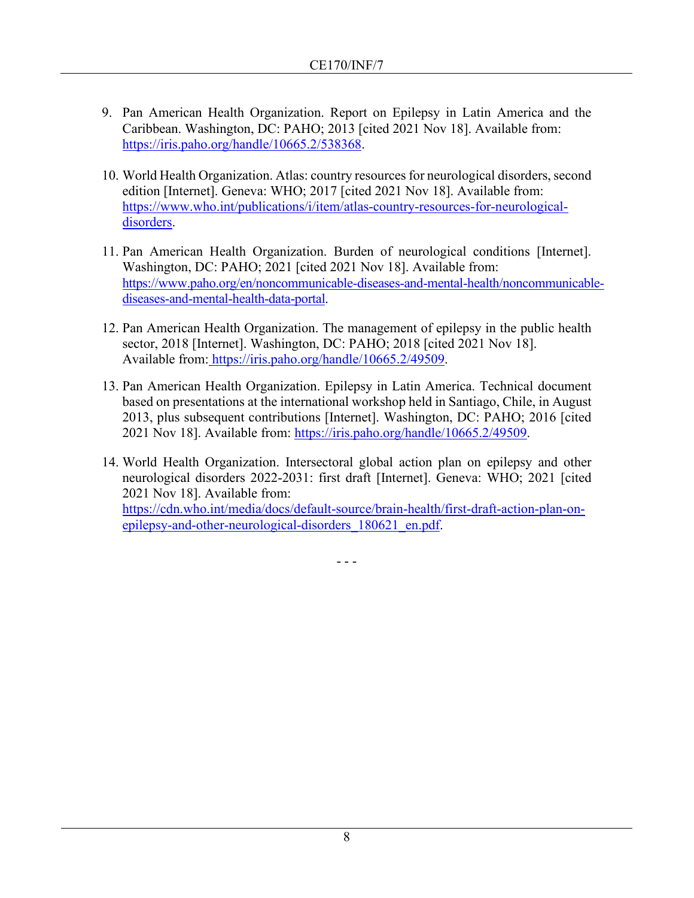9. Pan American Health Organization. Report on Epilepsy in Latin America and the Caribbean. Washington, DC: PAHO; 2013 [cited 2021 Nov 18]. Available from: https://iris.paho.org/handle/10665.2/538368.

10. World Health Organization. Atlas: country resources for neurological disorders, second edition [Internet]. Geneva: WHO; 2017 [cited 2021 Nov 18]. Available from: https://www.who.int/publications/i/item/atlas-country-resources-for-neurological-disorders.

11. Pan American Health Organization. Burden of neurological conditions [Internet]. Washington, DC: PAHO; 2021 [cited 2021 Nov 18]. Available from: https://www.paho.org/en/noncommunicable-diseases-and-mental-health/noncommunicable-diseases-and-mental-health-data-portal.

12. Pan American Health Organization. The management of epilepsy in the public health sector, 2018 [Internet]. Washington, DC: PAHO; 2018 [cited 2021 Nov 18]. Available from: https://iris.paho.org/handle/10665.2/49509.

13. Pan American Health Organization. Epilepsy in Latin America. Technical document based on presentations at the international workshop held in Santiago, Chile, in August 2013, plus subsequent contributions [Internet]. Washington, DC: PAHO; 2016 [cited 2021 Nov 18]. Available from: https://iris.paho.org/handle/10665.2/49509.

14. World Health Organization. Intersectoral global action plan on epilepsy and other neurological disorders 2022-2031: first draft [Internet]. Geneva: WHO; 2021 [cited 2021 Nov 18]. Available from: https://cdn.who.int/media/docs/default-source/brain-health/first-draft-action-plan-on-epilepsy-and-other-neurological-disorders_180621_en.pdf.

- - -